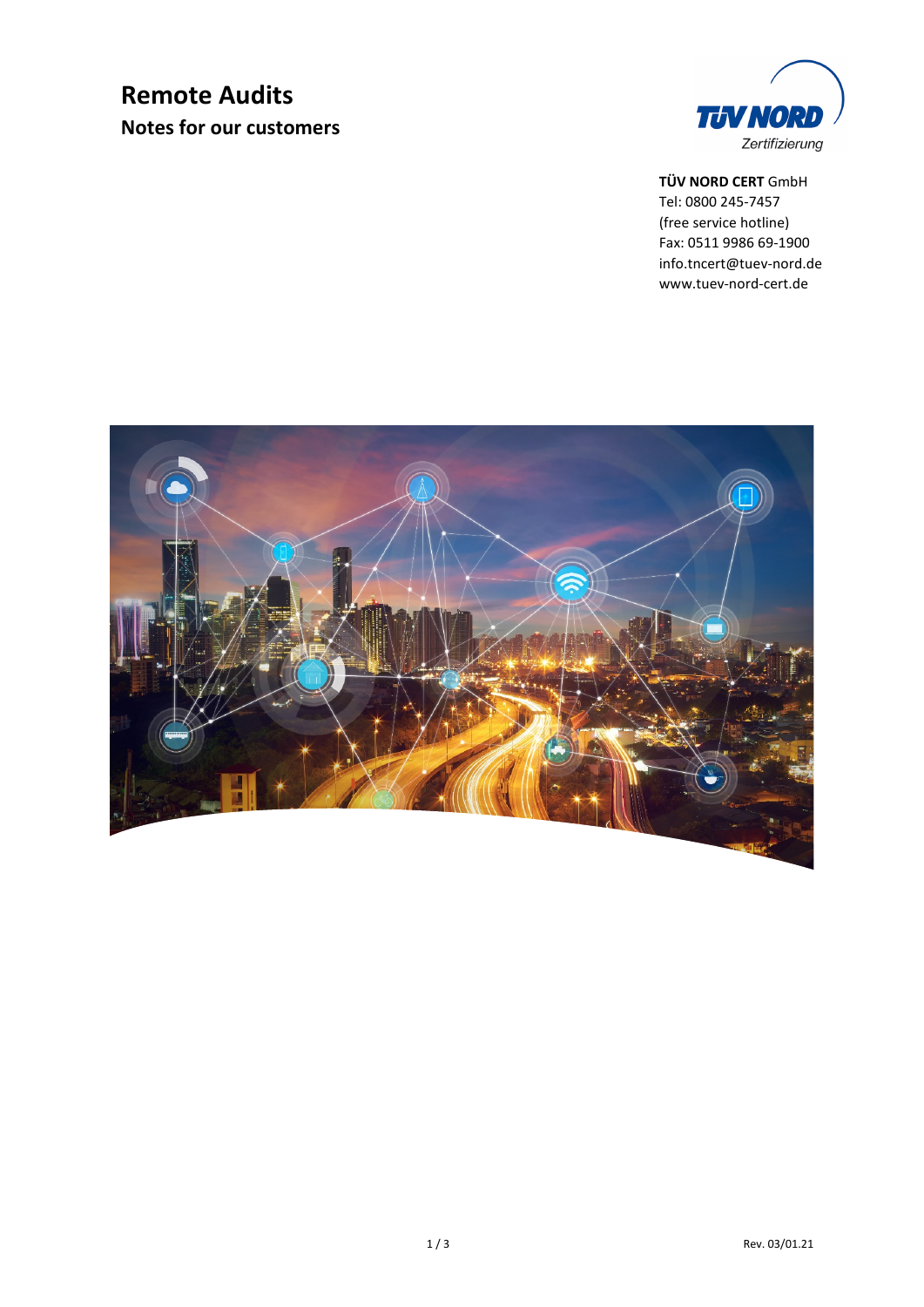# Remote Audits

## Notes for our customers

**TÜV NORD CERT** GmbH
Tel: 0800 245-7457
(free service hotline)
Fax: 0511 9986 69-1900
info.tncert@tuev-nord.de
www.tuev-nord-cert.de

Rev. 03/01.21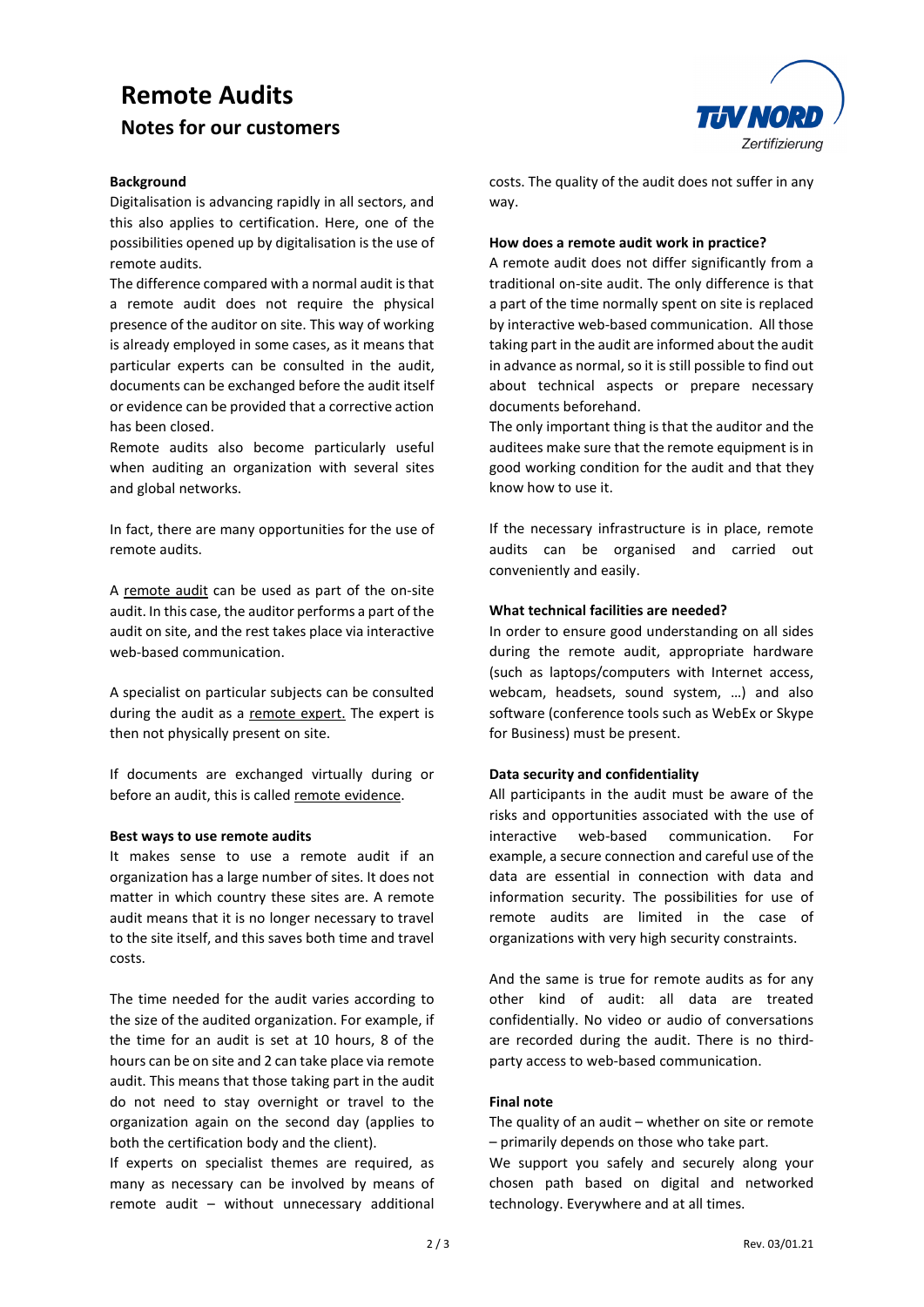# Remote Audits

## Notes for our customers

### Background

Digitalisation is advancing rapidly in all sectors, and this also applies to certification. Here, one of the possibilities opened up by digitalisation is the use of remote audits.

The difference compared with a normal audit is that a remote audit does not require the physical presence of the auditor on site. This way of working is already employed in some cases, as it means that particular experts can be consulted in the audit, documents can be exchanged before the audit itself or evidence can be provided that a corrective action has been closed.

Remote audits also become particularly useful when auditing an organization with several sites and global networks.

In fact, there are many opportunities for the use of remote audits.

A remote audit can be used as part of the on-site audit. In this case, the auditor performs a part of the audit on site, and the rest takes place via interactive web-based communication.

A specialist on particular subjects can be consulted during the audit as a remote expert. The expert is then not physically present on site.

If documents are exchanged virtually during or before an audit, this is called remote evidence.

### Best ways to use remote audits

It makes sense to use a remote audit if an organization has a large number of sites. It does not matter in which country these sites are. A remote audit means that it is no longer necessary to travel to the site itself, and this saves both time and travel costs.

The time needed for the audit varies according to the size of the audited organization. For example, if the time for an audit is set at 10 hours, 8 of the hours can be on site and 2 can take place via remote audit. This means that those taking part in the audit do not need to stay overnight or travel to the organization again on the second day (applies to both the certification body and the client).

If experts on specialist themes are required, as many as necessary can be involved by means of remote audit – without unnecessary additional costs. The quality of the audit does not suffer in any way.

### How does a remote audit work in practice?

A remote audit does not differ significantly from a traditional on-site audit. The only difference is that a part of the time normally spent on site is replaced by interactive web-based communication. All those taking part in the audit are informed about the audit in advance as normal, so it is still possible to find out about technical aspects or prepare necessary documents beforehand.

The only important thing is that the auditor and the auditees make sure that the remote equipment is in good working condition for the audit and that they know how to use it.

If the necessary infrastructure is in place, remote audits can be organised and carried out conveniently and easily.

### What technical facilities are needed?

In order to ensure good understanding on all sides during the remote audit, appropriate hardware (such as laptops/computers with Internet access, webcam, headsets, sound system, …) and also software (conference tools such as WebEx or Skype for Business) must be present.

### Data security and confidentiality

All participants in the audit must be aware of the risks and opportunities associated with the use of interactive web-based communication. For example, a secure connection and careful use of the data are essential in connection with data and information security. The possibilities for use of remote audits are limited in the case of organizations with very high security constraints.

And the same is true for remote audits as for any other kind of audit: all data are treated confidentially. No video or audio of conversations are recorded during the audit. There is no third-party access to web-based communication.

### Final note

The quality of an audit – whether on site or remote – primarily depends on those who take part.

We support you safely and securely along your chosen path based on digital and networked technology. Everywhere and at all times.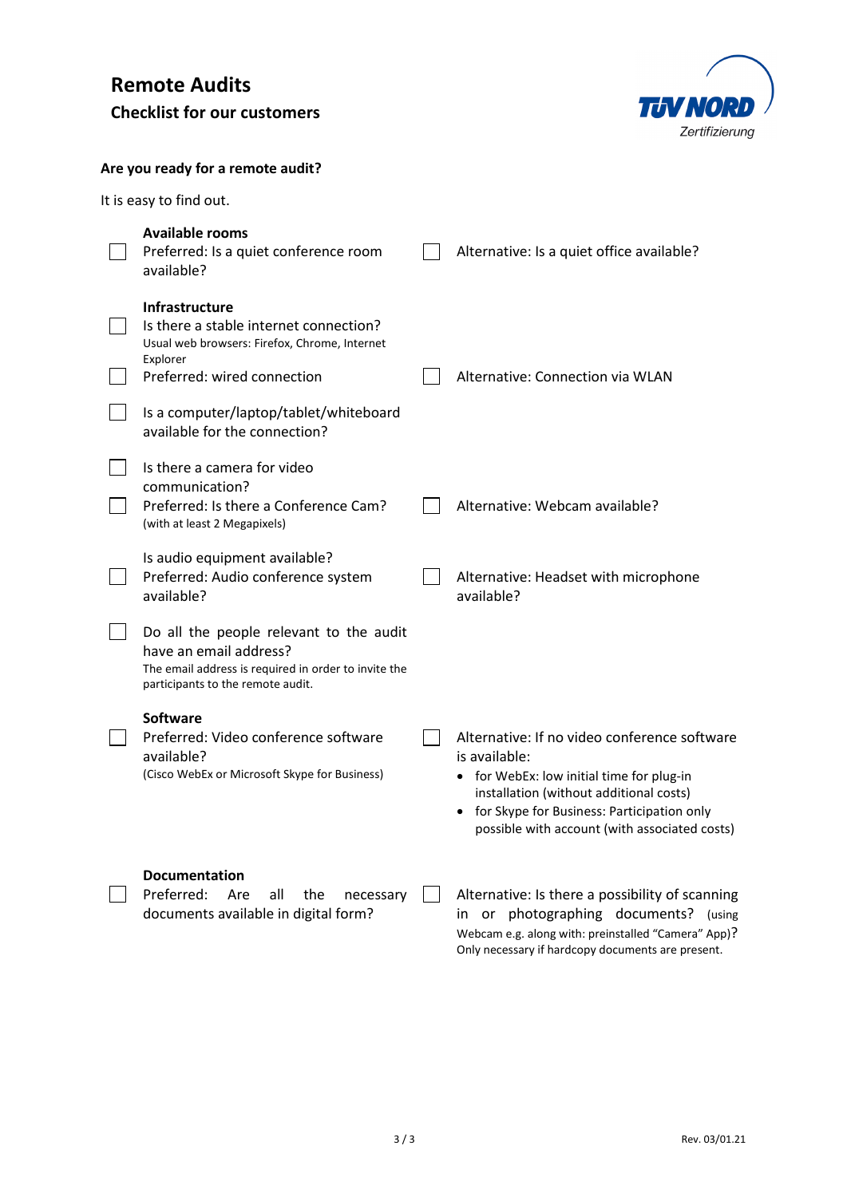# Remote Audits

## Checklist for our customers

### Are you ready for a remote audit?

It is easy to find out.

**Available rooms**

- ☐ Preferred: Is a quiet conference room available?
- ☐ Alternative: Is a quiet office available?

**Infrastructure**

- ☐ Is there a stable internet connection?
  Usual web browsers: Firefox, Chrome, Internet Explorer
- ☐ Preferred: wired connection
- ☐ Alternative: Connection via WLAN

- ☐ Is a computer/laptop/tablet/whiteboard available for the connection?

- ☐ Is there a camera for video communication?
- ☐ Preferred: Is there a Conference Cam? (with at least 2 Megapixels)
- ☐ Alternative: Webcam available?

Is audio equipment available?

- ☐ Preferred: Audio conference system available?
- ☐ Alternative: Headset with microphone available?

- ☐ Do all the people relevant to the audit have an email address?
  The email address is required in order to invite the participants to the remote audit.

**Software**

- ☐ Preferred: Video conference software available? (Cisco WebEx or Microsoft Skype for Business)
- ☐ Alternative: If no video conference software is available:
  - for WebEx: low initial time for plug-in installation (without additional costs)
  - for Skype for Business: Participation only possible with account (with associated costs)

**Documentation**

- ☐ Preferred: Are all the necessary documents available in digital form?
- ☐ Alternative: Is there a possibility of scanning in or photographing documents? (using Webcam e.g. along with: preinstalled "Camera" App)? Only necessary if hardcopy documents are present.

Rev. 03/01.21